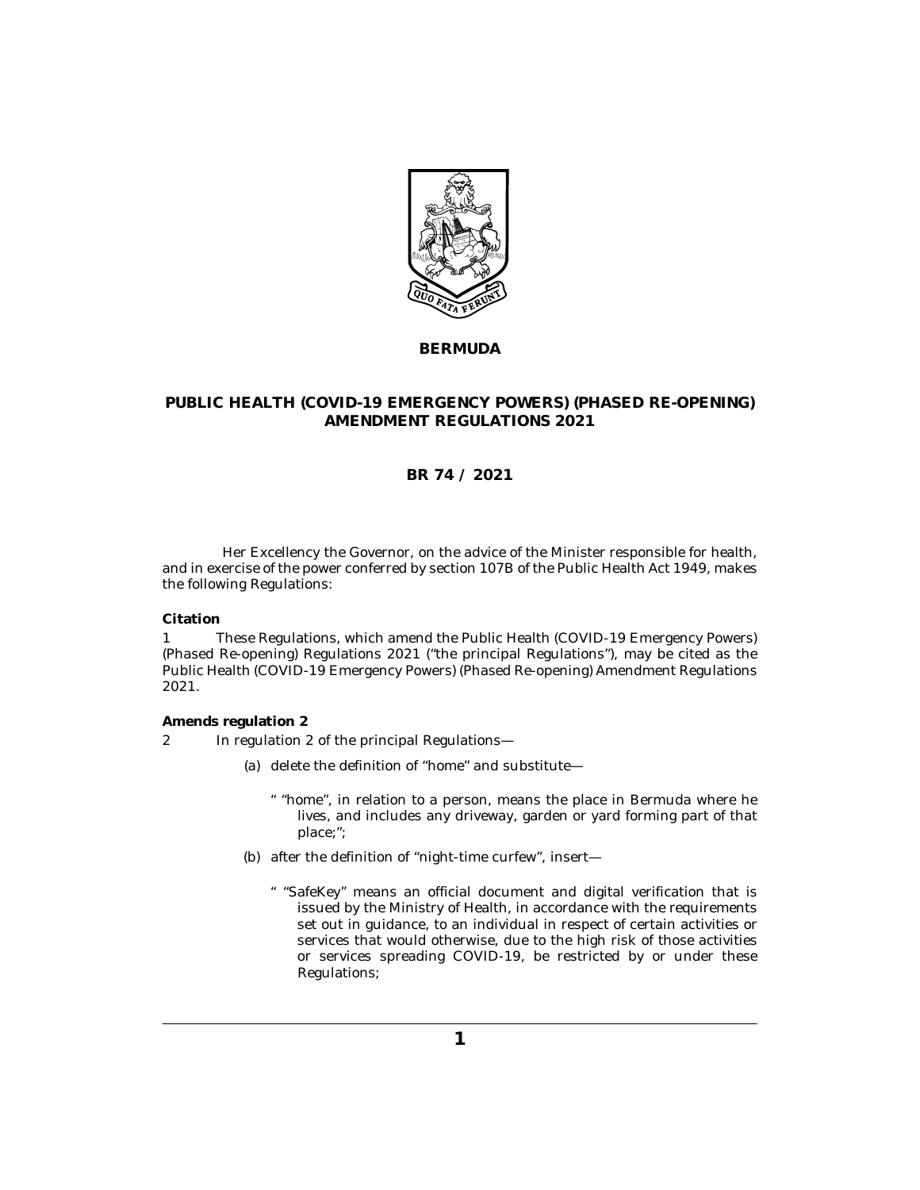**BERMUDA**

# PUBLIC HEALTH (COVID-19 EMERGENCY POWERS) (PHASED RE-OPENING) AMENDMENT REGULATIONS 2021

## BR 74 / 2021

Her Excellency the Governor, on the advice of the Minister responsible for health, and in exercise of the power conferred by section 107B of the Public Health Act 1949, makes the following Regulations:

**Citation**

1 These Regulations, which amend the Public Health (COVID-19 Emergency Powers) (Phased Re-opening) Regulations 2021 ("the principal Regulations"), may be cited as the Public Health (COVID-19 Emergency Powers) (Phased Re-opening) Amendment Regulations 2021.

**Amends regulation 2**

2 In regulation 2 of the principal Regulations—

(a) delete the definition of "home" and substitute—

" "home", in relation to a person, means the place in Bermuda where he lives, and includes any driveway, garden or yard forming part of that place;";

(b) after the definition of "night-time curfew", insert—

" "SafeKey" means an official document and digital verification that is issued by the Ministry of Health, in accordance with the requirements set out in guidance, to an individual in respect of certain activities or services that would otherwise, due to the high risk of those activities or services spreading COVID-19, be restricted by or under these Regulations;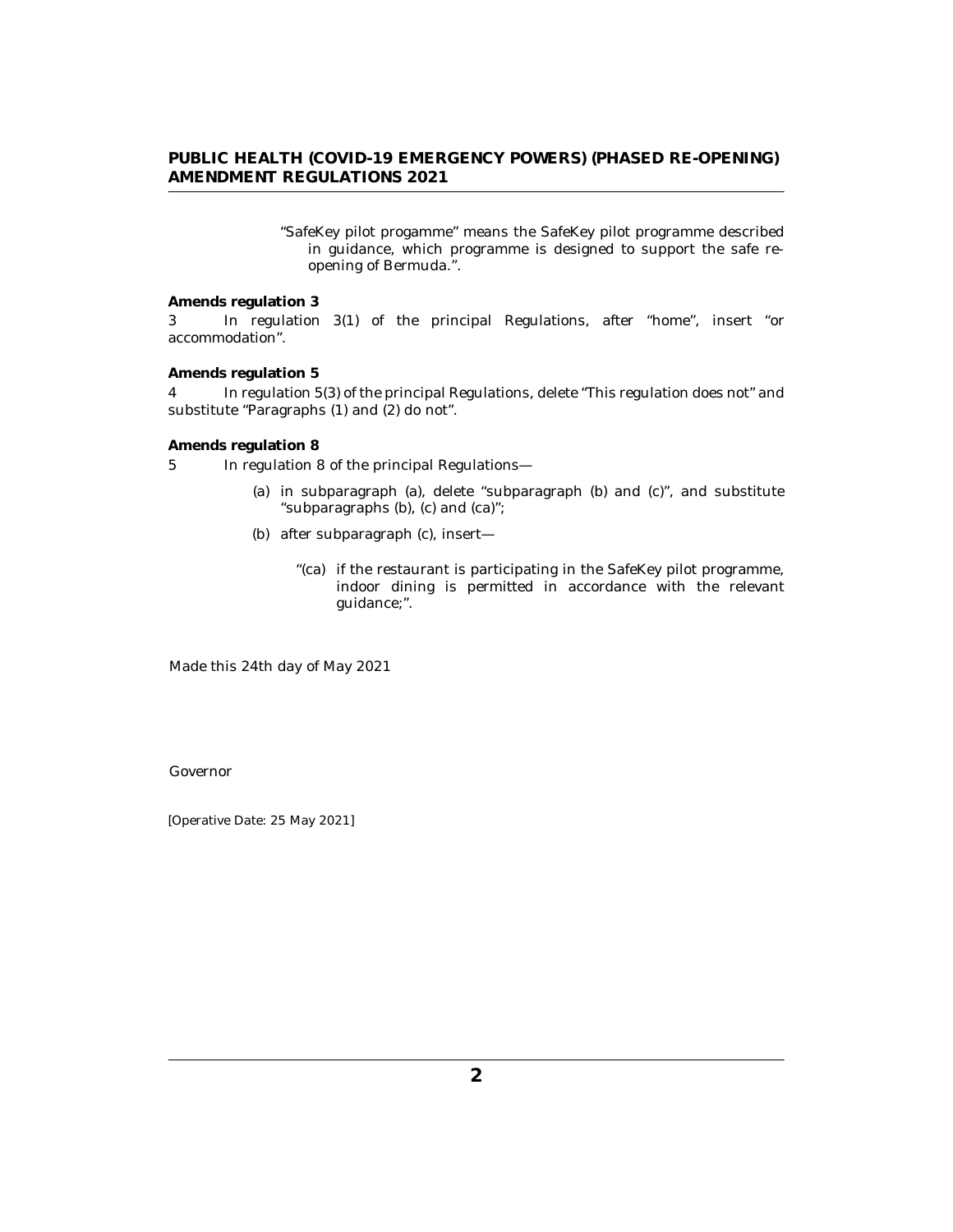"SafeKey pilot progamme" means the SafeKey pilot programme described in guidance, which programme is designed to support the safe re-opening of Bermuda.".

**Amends regulation 3**

3 In regulation 3(1) of the principal Regulations, after "home", insert "or accommodation".

**Amends regulation 5**

4 In regulation 5(3) of the principal Regulations, delete "This regulation does not" and substitute "Paragraphs (1) and (2) do not".

**Amends regulation 8**

5 In regulation 8 of the principal Regulations—

(a) in subparagraph (a), delete "subparagraph (b) and (c)", and substitute "subparagraphs (b), (c) and (ca)";

(b) after subparagraph (c), insert—

"(ca) if the restaurant is participating in the SafeKey pilot programme, indoor dining is permitted in accordance with the relevant guidance;".

Made this 24th day of May 2021

Governor

[Operative Date: 25 May 2021]